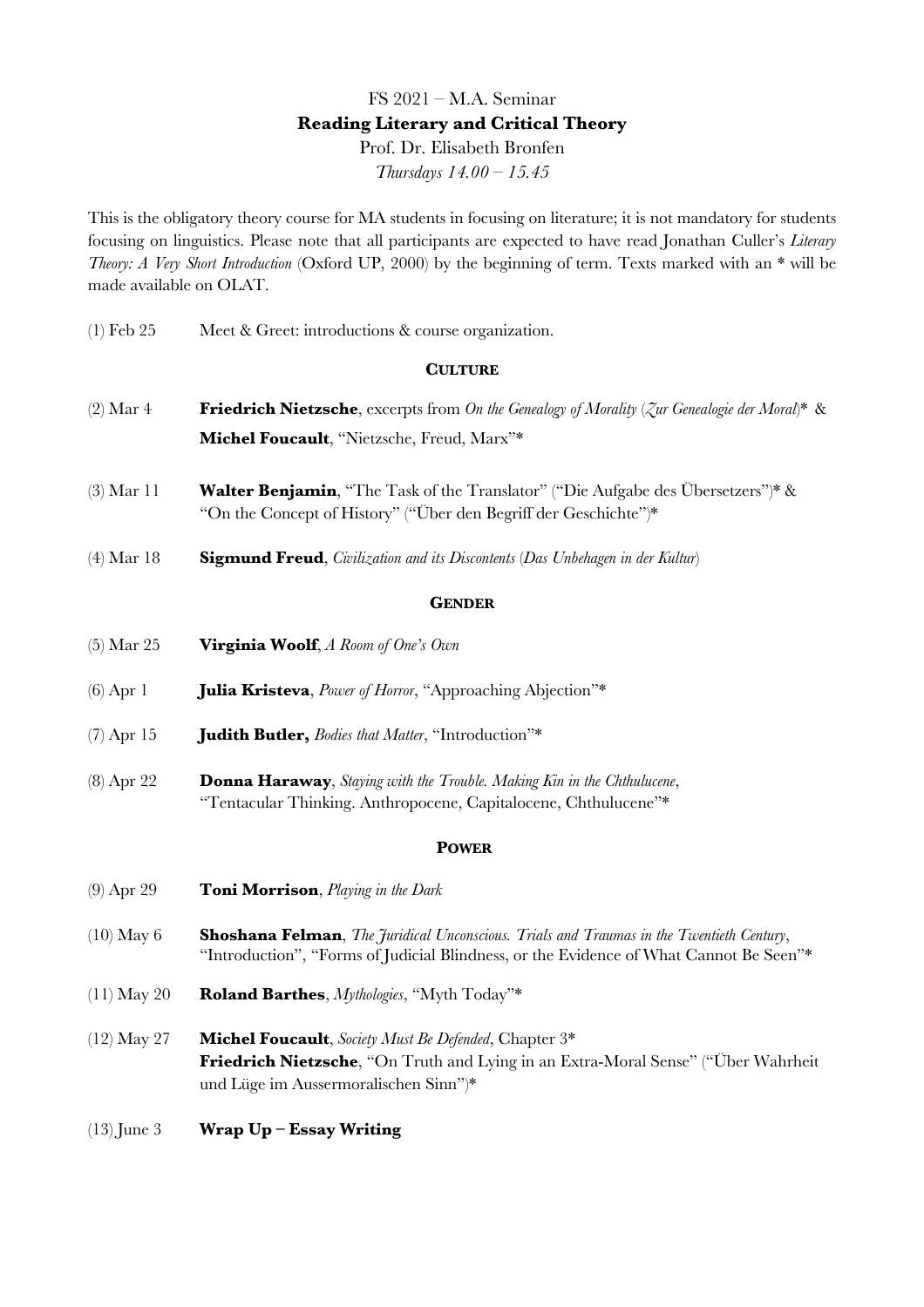FS 2021 – M.A. Seminar

**Reading Literary and Critical Theory**

Prof. Dr. Elisabeth Bronfen

*Thursdays 14.00 – 15.45*

This is the obligatory theory course for MA students in focusing on literature; it is not mandatory for students focusing on linguistics. Please note that all participants are expected to have read Jonathan Culler's *Literary Theory: A Very Short Introduction* (Oxford UP, 2000) by the beginning of term. Texts marked with an * will be made available on OLAT.

(1) Feb 25 Meet & Greet: introductions & course organization.

## CULTURE

(2) Mar 4 **Friedrich Nietzsche**, excerpts from *On the Genealogy of Morality* (*Zur Genealogie der Moral*)* & **Michel Foucault**, "Nietzsche, Freud, Marx"*

(3) Mar 11 **Walter Benjamin**, "The Task of the Translator" ("Die Aufgabe des Übersetzers")* & "On the Concept of History" ("Über den Begriff der Geschichte")*

(4) Mar 18 **Sigmund Freud**, *Civilization and its Discontents* (*Das Unbehagen in der Kultur*)

## GENDER

(5) Mar 25 **Virginia Woolf**, *A Room of One's Own*

(6) Apr 1 **Julia Kristeva**, *Power of Horror*, "Approaching Abjection"*

(7) Apr 15 **Judith Butler,** *Bodies that Matter*, "Introduction"*

(8) Apr 22 **Donna Haraway**, *Staying with the Trouble. Making Kin in the Chthulucene*, "Tentacular Thinking. Anthropocene, Capitalocene, Chthulucene"*

## POWER

(9) Apr 29 **Toni Morrison**, *Playing in the Dark*

(10) May 6 **Shoshana Felman**, *The Juridical Unconscious. Trials and Traumas in the Twentieth Century*, "Introduction", "Forms of Judicial Blindness, or the Evidence of What Cannot Be Seen"*

(11) May 20 **Roland Barthes**, *Mythologies*, "Myth Today"*

(12) May 27 **Michel Foucault**, *Society Must Be Defended*, Chapter 3*
**Friedrich Nietzsche**, "On Truth and Lying in an Extra-Moral Sense" ("Über Wahrheit und Lüge im Aussermoralischen Sinn")*

(13) June 3 **Wrap Up – Essay Writing**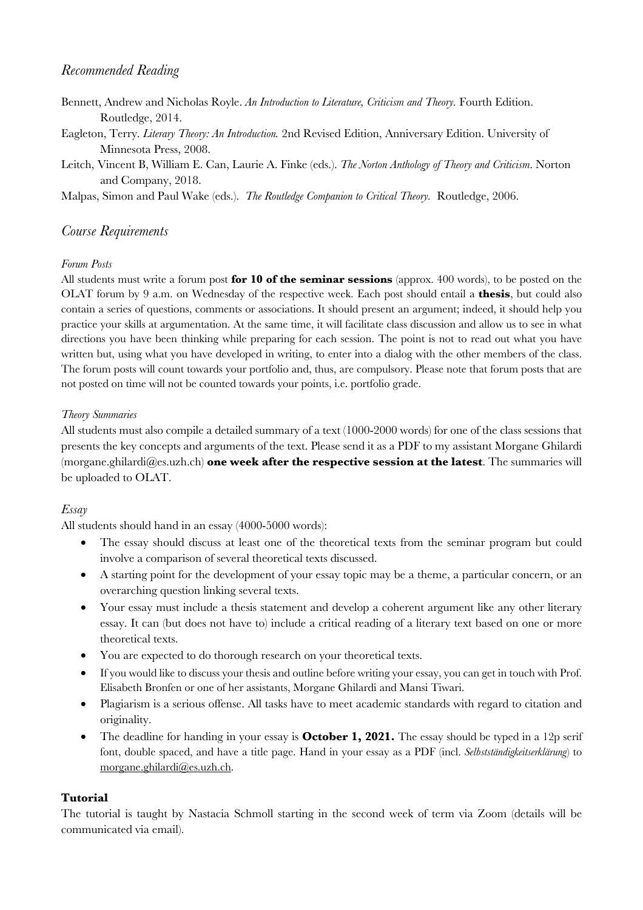## *Recommended Reading*

Bennett, Andrew and Nicholas Royle. *An Introduction to Literature, Criticism and Theory.* Fourth Edition. Routledge, 2014.

Eagleton, Terry. *Literary Theory: An Introduction.* 2nd Revised Edition, Anniversary Edition. University of Minnesota Press, 2008.

Leitch, Vincent B, William E. Can, Laurie A. Finke (eds.). *The Norton Anthology of Theory and Criticism*. Norton and Company, 2018.

Malpas, Simon and Paul Wake (eds.). *The Routledge Companion to Critical Theory.* Routledge, 2006.

## *Course Requirements*

### *Forum Posts*

All students must write a forum post **for 10 of the seminar sessions** (approx. 400 words), to be posted on the OLAT forum by 9 a.m. on Wednesday of the respective week. Each post should entail a **thesis**, but could also contain a series of questions, comments or associations. It should present an argument; indeed, it should help you practice your skills at argumentation. At the same time, it will facilitate class discussion and allow us to see in what directions you have been thinking while preparing for each session. The point is not to read out what you have written but, using what you have developed in writing, to enter into a dialog with the other members of the class. The forum posts will count towards your portfolio and, thus, are compulsory. Please note that forum posts that are not posted on time will not be counted towards your points, i.e. portfolio grade.

### *Theory Summaries*

All students must also compile a detailed summary of a text (1000-2000 words) for one of the class sessions that presents the key concepts and arguments of the text. Please send it as a PDF to my assistant Morgane Ghilardi (morgane.ghilardi@es.uzh.ch) **one week after the respective session at the latest**. The summaries will be uploaded to OLAT.

### *Essay*

All students should hand in an essay (4000-5000 words):

- The essay should discuss at least one of the theoretical texts from the seminar program but could involve a comparison of several theoretical texts discussed.
- A starting point for the development of your essay topic may be a theme, a particular concern, or an overarching question linking several texts.
- Your essay must include a thesis statement and develop a coherent argument like any other literary essay. It can (but does not have to) include a critical reading of a literary text based on one or more theoretical texts.
- You are expected to do thorough research on your theoretical texts.
- If you would like to discuss your thesis and outline before writing your essay, you can get in touch with Prof. Elisabeth Bronfen or one of her assistants, Morgane Ghilardi and Mansi Tiwari.
- Plagiarism is a serious offense. All tasks have to meet academic standards with regard to citation and originality.
- The deadline for handing in your essay is **October 1, 2021.** The essay should be typed in a 12p serif font, double spaced, and have a title page. Hand in your essay as a PDF (incl. *Selbstständigkeitserklärung*) to morgane.ghilardi@es.uzh.ch.

## **Tutorial**

The tutorial is taught by Nastacia Schmoll starting in the second week of term via Zoom (details will be communicated via email).